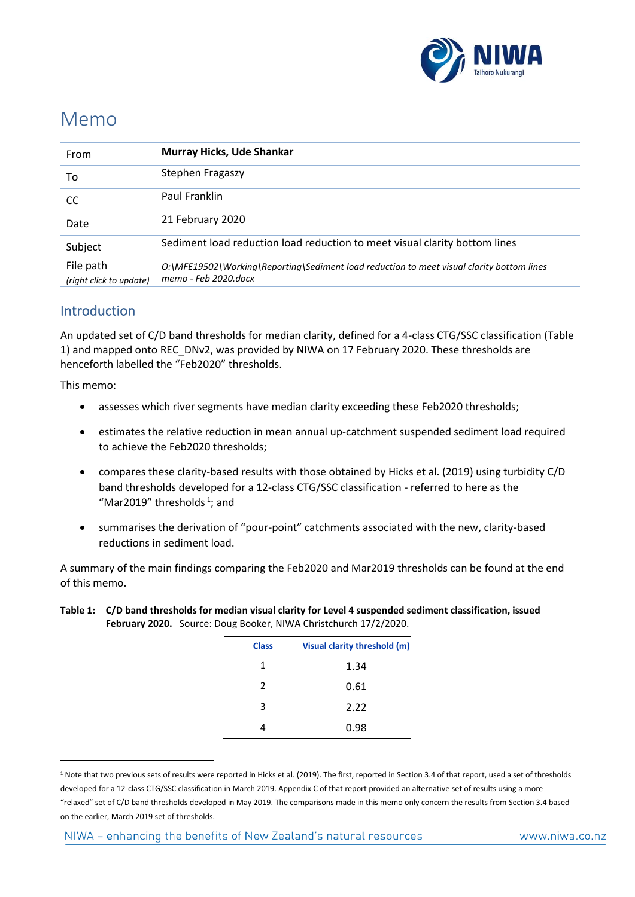# Memo

| | |
|---|---|
| From | **Murray Hicks, Ude Shankar** |
| To | Stephen Fragaszy |
| CC | Paul Franklin |
| Date | 21 February 2020 |
| Subject | Sediment load reduction load reduction to meet visual clarity bottom lines |
| File path *(right click to update)* | *O:\MFE19502\Working\Reporting\Sediment load reduction to meet visual clarity bottom lines memo - Feb 2020.docx* |

## Introduction

An updated set of C/D band thresholds for median clarity, defined for a 4-class CTG/SSC classification (Table 1) and mapped onto REC_DNv2, was provided by NIWA on 17 February 2020. These thresholds are henceforth labelled the "Feb2020" thresholds.

This memo:

- assesses which river segments have median clarity exceeding these Feb2020 thresholds;
- estimates the relative reduction in mean annual up-catchment suspended sediment load required to achieve the Feb2020 thresholds;
- compares these clarity-based results with those obtained by Hicks et al. (2019) using turbidity C/D band thresholds developed for a 12-class CTG/SSC classification - referred to here as the "Mar2019" thresholds [1]; and
- summarises the derivation of "pour-point" catchments associated with the new, clarity-based reductions in sediment load.

A summary of the main findings comparing the Feb2020 and Mar2019 thresholds can be found at the end of this memo.

**Table 1: C/D band thresholds for median visual clarity for Level 4 suspended sediment classification, issued February 2020.** Source: Doug Booker, NIWA Christchurch 17/2/2020.

| Class | Visual clarity threshold (m) |
|---|---|
| 1 | 1.34 |
| 2 | 0.61 |
| 3 | 2.22 |
| 4 | 0.98 |

[1] Note that two previous sets of results were reported in Hicks et al. (2019). The first, reported in Section 3.4 of that report, used a set of thresholds developed for a 12-class CTG/SSC classification in March 2019. Appendix C of that report provided an alternative set of results using a more "relaxed" set of C/D band thresholds developed in May 2019. The comparisons made in this memo only concern the results from Section 3.4 based on the earlier, March 2019 set of thresholds.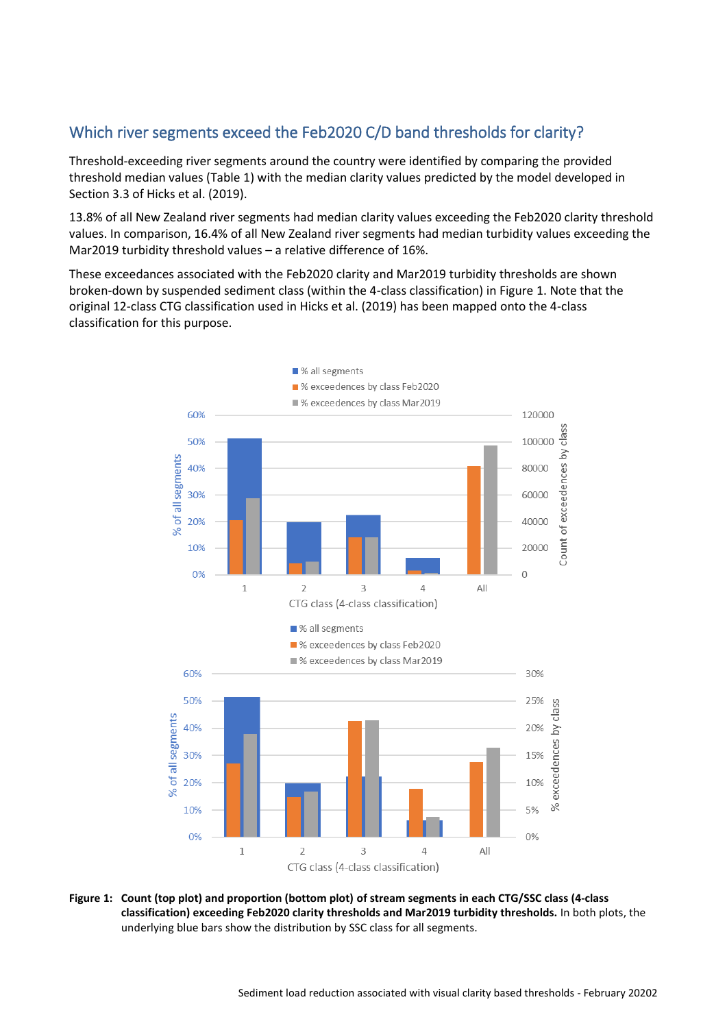## Which river segments exceed the Feb2020 C/D band thresholds for clarity?

Threshold-exceeding river segments around the country were identified by comparing the provided threshold median values (Table 1) with the median clarity values predicted by the model developed in Section 3.3 of Hicks et al. (2019).

13.8% of all New Zealand river segments had median clarity values exceeding the Feb2020 clarity threshold values. In comparison, 16.4% of all New Zealand river segments had median turbidity values exceeding the Mar2019 turbidity threshold values – a relative difference of 16%.

These exceedances associated with the Feb2020 clarity and Mar2019 turbidity thresholds are shown broken-down by suspended sediment class (within the 4-class classification) in Figure 1. Note that the original 12-class CTG classification used in Hicks et al. (2019) has been mapped onto the 4-class classification for this purpose.

% all segments
% exceedences by class Feb2020
% exceedences by class Mar2019

% of all segments
60%
50%
40%
30%
20%
10%
0%

Count of exceedences by class
120000
100000
80000
60000
40000
20000
0

1
2
3
4
All

CTG class (4-class classification)

% all segments
% exceedences by class Feb2020
% exceedences by class Mar2019

% of all segments
60%
50%
40%
30%
20%
10%
0%

% exceedences by class
30%
25%
20%
15%
10%
5%
0%

1
2
3
4
All

CTG class (4-class classification)

**Figure 1: Count (top plot) and proportion (bottom plot) of stream segments in each CTG/SSC class (4-class classification) exceeding Feb2020 clarity thresholds and Mar2019 turbidity thresholds.** In both plots, the underlying blue bars show the distribution by SSC class for all segments.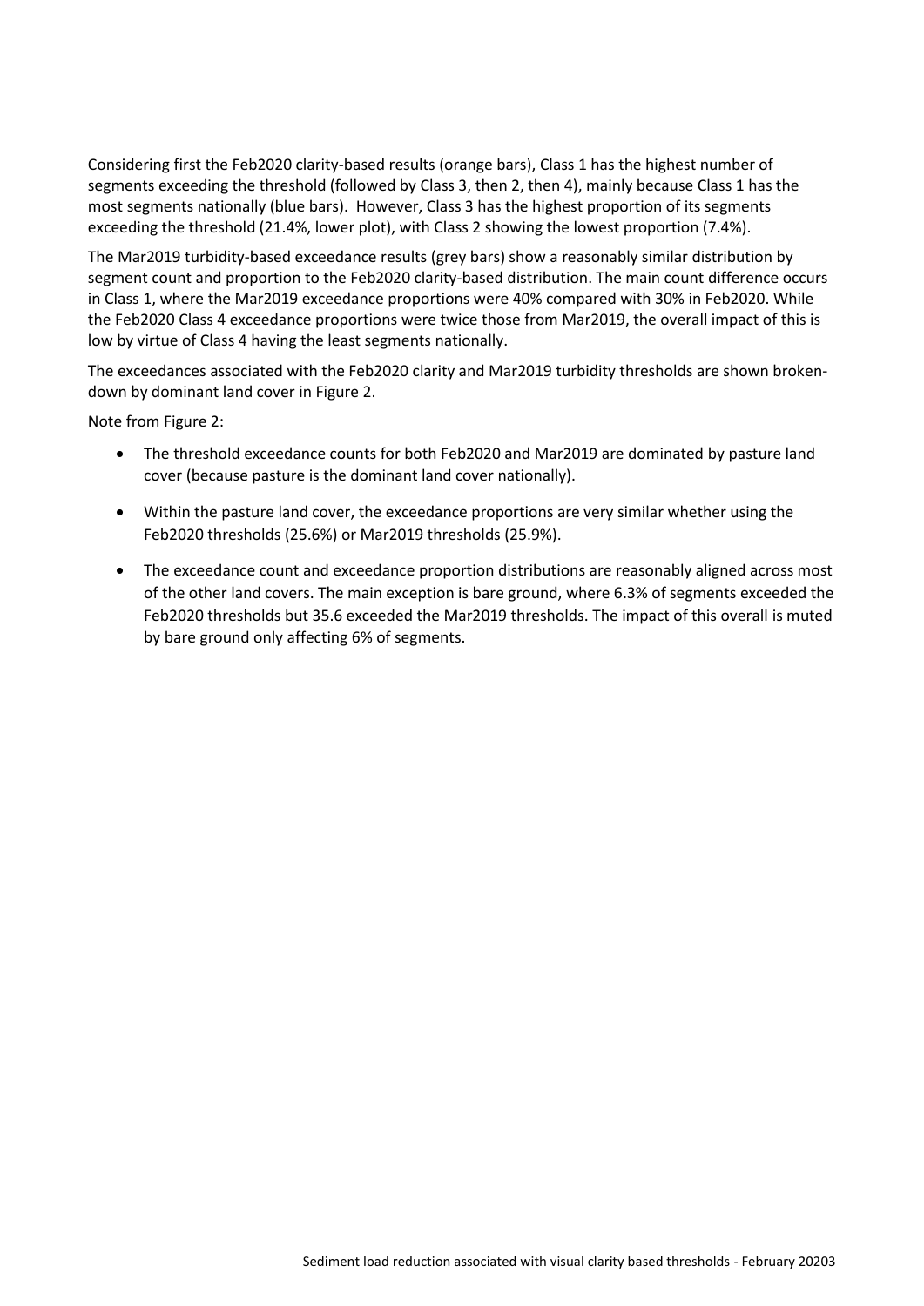Considering first the Feb2020 clarity-based results (orange bars), Class 1 has the highest number of segments exceeding the threshold (followed by Class 3, then 2, then 4), mainly because Class 1 has the most segments nationally (blue bars). However, Class 3 has the highest proportion of its segments exceeding the threshold (21.4%, lower plot), with Class 2 showing the lowest proportion (7.4%).

The Mar2019 turbidity-based exceedance results (grey bars) show a reasonably similar distribution by segment count and proportion to the Feb2020 clarity-based distribution. The main count difference occurs in Class 1, where the Mar2019 exceedance proportions were 40% compared with 30% in Feb2020. While the Feb2020 Class 4 exceedance proportions were twice those from Mar2019, the overall impact of this is low by virtue of Class 4 having the least segments nationally.

The exceedances associated with the Feb2020 clarity and Mar2019 turbidity thresholds are shown broken-down by dominant land cover in Figure 2.

Note from Figure 2:

- The threshold exceedance counts for both Feb2020 and Mar2019 are dominated by pasture land cover (because pasture is the dominant land cover nationally).
- Within the pasture land cover, the exceedance proportions are very similar whether using the Feb2020 thresholds (25.6%) or Mar2019 thresholds (25.9%).
- The exceedance count and exceedance proportion distributions are reasonably aligned across most of the other land covers. The main exception is bare ground, where 6.3% of segments exceeded the Feb2020 thresholds but 35.6 exceeded the Mar2019 thresholds. The impact of this overall is muted by bare ground only affecting 6% of segments.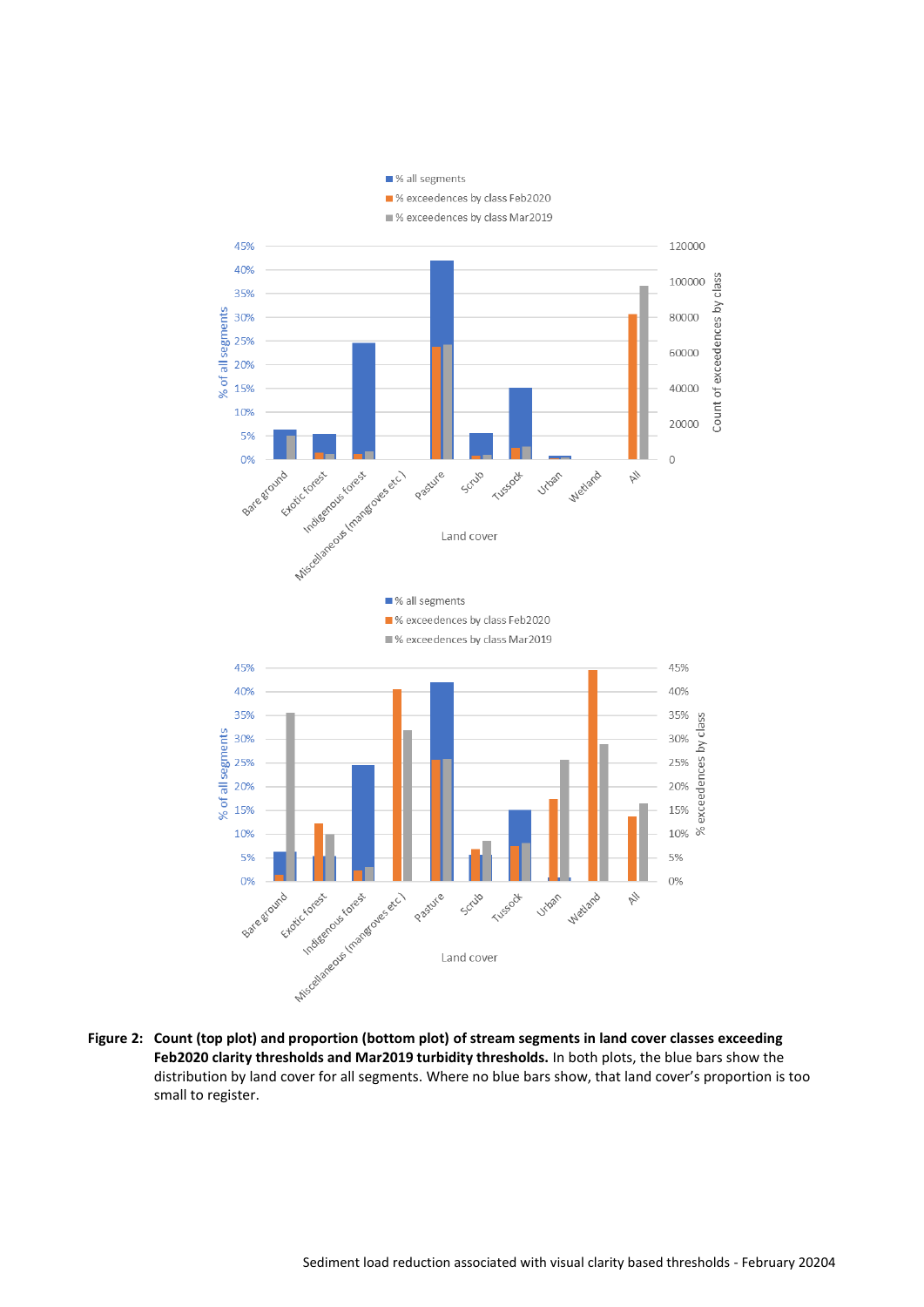% all segments
% exceedences by class Feb2020
% exceedences by class Mar2019

% of all segments

45%
40%
35%
30%
25%
20%
15%
10%
5%
0%

Count of exceedences by class

120000
100000
80000
60000
40000
20000
0

Bare ground
Exotic forest
Indigenous forest
Miscellaneous (mangroves etc.)
Pasture
Scrub
Tussock
Urban
Wetland
All

Land cover

% all segments
% exceedences by class Feb2020
% exceedences by class Mar2019

% of all segments

45%
40%
35%
30%
25%
20%
15%
10%
5%
0%

% exceedences by class

45%
40%
35%
30%
25%
20%
15%
10%
5%
0%

Bare ground
Exotic forest
Indigenous forest
Miscellaneous (mangroves etc.)
Pasture
Scrub
Tussock
Urban
Wetland
All

Land cover

**Figure 2: Count (top plot) and proportion (bottom plot) of stream segments in land cover classes exceeding Feb2020 clarity thresholds and Mar2019 turbidity thresholds.** In both plots, the blue bars show the distribution by land cover for all segments. Where no blue bars show, that land cover's proportion is too small to register.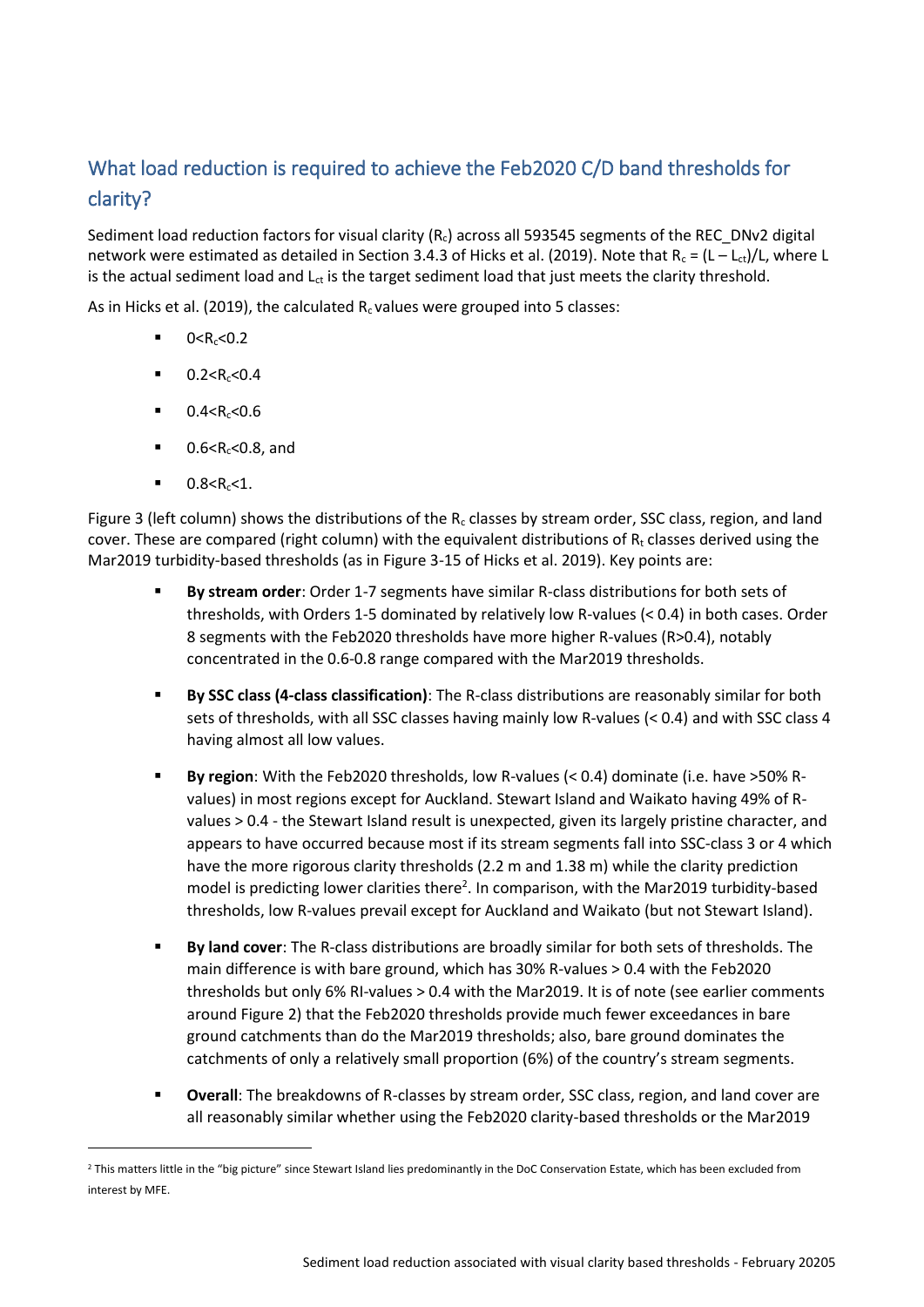## What load reduction is required to achieve the Feb2020 C/D band thresholds for clarity?

Sediment load reduction factors for visual clarity ($R_c$) across all 593545 segments of the REC_DNv2 digital network were estimated as detailed in Section 3.4.3 of Hicks et al. (2019). Note that $R_c = (L - L_{ct})/L$, where L is the actual sediment load and $L_{ct}$ is the target sediment load that just meets the clarity threshold.

As in Hicks et al. (2019), the calculated $R_c$ values were grouped into 5 classes:

- $0<R_c<0.2$
- $0.2<R_c<0.4$
- $0.4<R_c<0.6$
- $0.6<R_c<0.8$, and
- $0.8<R_c<1$.

Figure 3 (left column) shows the distributions of the $R_c$ classes by stream order, SSC class, region, and land cover. These are compared (right column) with the equivalent distributions of $R_t$ classes derived using the Mar2019 turbidity-based thresholds (as in Figure 3-15 of Hicks et al. 2019). Key points are:

- **By stream order**: Order 1-7 segments have similar R-class distributions for both sets of thresholds, with Orders 1-5 dominated by relatively low R-values (< 0.4) in both cases. Order 8 segments with the Feb2020 thresholds have more higher R-values (R>0.4), notably concentrated in the 0.6-0.8 range compared with the Mar2019 thresholds.
- **By SSC class (4-class classification)**: The R-class distributions are reasonably similar for both sets of thresholds, with all SSC classes having mainly low R-values (< 0.4) and with SSC class 4 having almost all low values.
- **By region**: With the Feb2020 thresholds, low R-values (< 0.4) dominate (i.e. have >50% R-values) in most regions except for Auckland. Stewart Island and Waikato having 49% of R-values > 0.4 - the Stewart Island result is unexpected, given its largely pristine character, and appears to have occurred because most if its stream segments fall into SSC-class 3 or 4 which have the more rigorous clarity thresholds (2.2 m and 1.38 m) while the clarity prediction model is predicting lower clarities there[2]. In comparison, with the Mar2019 turbidity-based thresholds, low R-values prevail except for Auckland and Waikato (but not Stewart Island).
- **By land cover**: The R-class distributions are broadly similar for both sets of thresholds. The main difference is with bare ground, which has 30% R-values > 0.4 with the Feb2020 thresholds but only 6% RI-values > 0.4 with the Mar2019. It is of note (see earlier comments around Figure 2) that the Feb2020 thresholds provide much fewer exceedances in bare ground catchments than do the Mar2019 thresholds; also, bare ground dominates the catchments of only a relatively small proportion (6%) of the country's stream segments.
- **Overall**: The breakdowns of R-classes by stream order, SSC class, region, and land cover are all reasonably similar whether using the Feb2020 clarity-based thresholds or the Mar2019

[2] This matters little in the "big picture" since Stewart Island lies predominantly in the DoC Conservation Estate, which has been excluded from interest by MFE.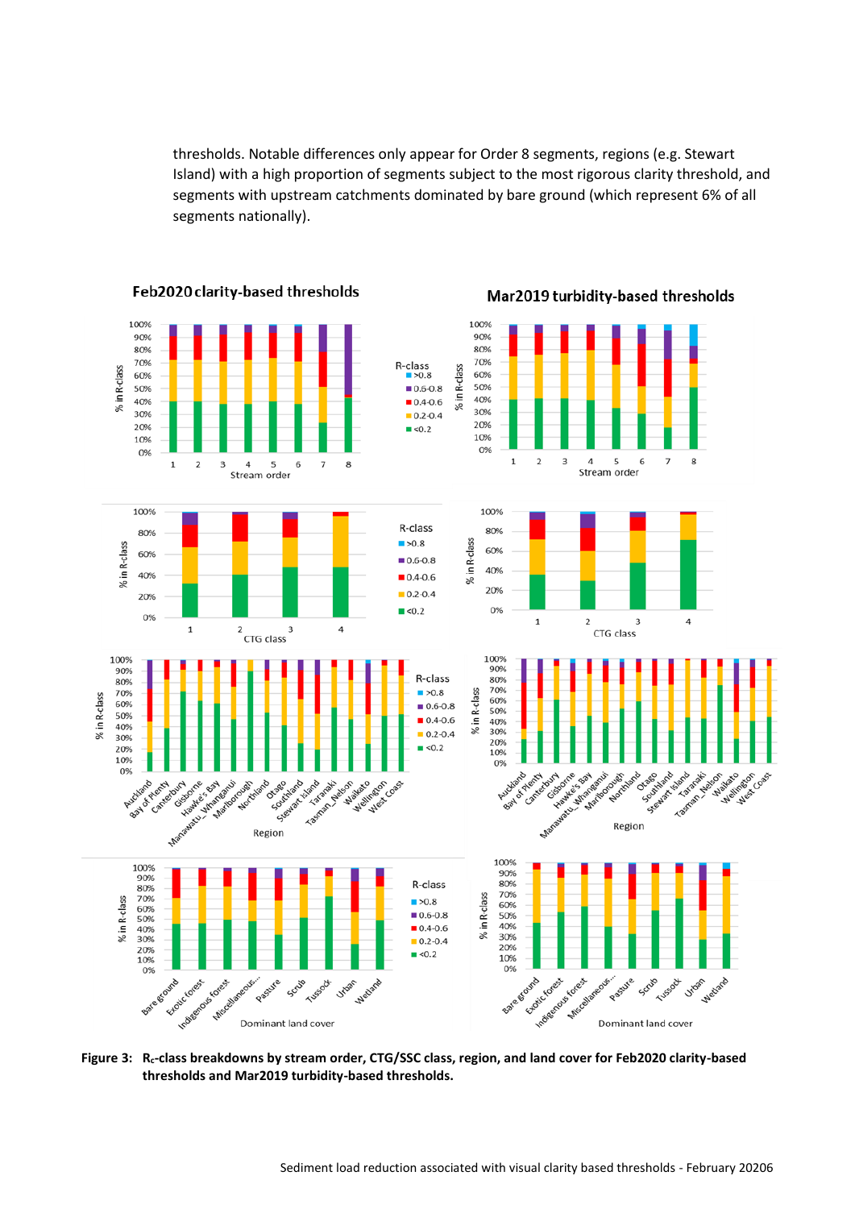thresholds. Notable differences only appear for Order 8 segments, regions (e.g. Stewart Island) with a high proportion of segments subject to the most rigorous clarity threshold, and segments with upstream catchments dominated by bare ground (which represent 6% of all segments nationally).

**Figure 3: $R_c$-class breakdowns by stream order, CTG/SSC class, region, and land cover for Feb2020 clarity-based thresholds and Mar2019 turbidity-based thresholds.**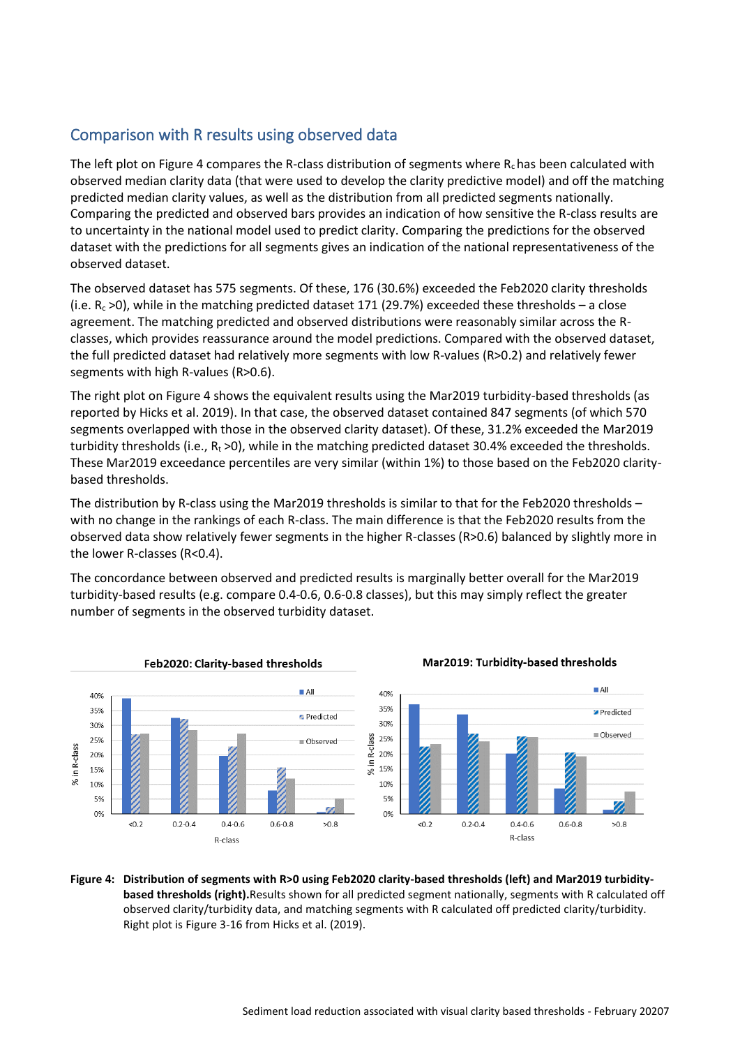## Comparison with R results using observed data

The left plot on Figure 4 compares the R-class distribution of segments where $R_c$ has been calculated with observed median clarity data (that were used to develop the clarity predictive model) and off the matching predicted median clarity values, as well as the distribution from all predicted segments nationally. Comparing the predicted and observed bars provides an indication of how sensitive the R-class results are to uncertainty in the national model used to predict clarity. Comparing the predictions for the observed dataset with the predictions for all segments gives an indication of the national representativeness of the observed dataset.

The observed dataset has 575 segments. Of these, 176 (30.6%) exceeded the Feb2020 clarity thresholds (i.e. $R_c$ >0), while in the matching predicted dataset 171 (29.7%) exceeded these thresholds – a close agreement. The matching predicted and observed distributions were reasonably similar across the R-classes, which provides reassurance around the model predictions. Compared with the observed dataset, the full predicted dataset had relatively more segments with low R-values (R>0.2) and relatively fewer segments with high R-values (R>0.6).

The right plot on Figure 4 shows the equivalent results using the Mar2019 turbidity-based thresholds (as reported by Hicks et al. 2019). In that case, the observed dataset contained 847 segments (of which 570 segments overlapped with those in the observed clarity dataset). Of these, 31.2% exceeded the Mar2019 turbidity thresholds (i.e., $R_t$ >0), while in the matching predicted dataset 30.4% exceeded the thresholds. These Mar2019 exceedance percentiles are very similar (within 1%) to those based on the Feb2020 clarity-based thresholds.

The distribution by R-class using the Mar2019 thresholds is similar to that for the Feb2020 thresholds – with no change in the rankings of each R-class. The main difference is that the Feb2020 results from the observed data show relatively fewer segments in the higher R-classes (R>0.6) balanced by slightly more in the lower R-classes (R<0.4).

The concordance between observed and predicted results is marginally better overall for the Mar2019 turbidity-based results (e.g. compare 0.4-0.6, 0.6-0.8 classes), but this may simply reflect the greater number of segments in the observed turbidity dataset.

Feb2020: Clarity-based thresholds

% in R-class
40%
35%
30%
25%
20%
15%
10%
5%
0%
<0.2
0.2-0.4
0.4-0.6
0.6-0.8
>0.8
R-class
All
Predicted
Observed

Mar2019: Turbidity-based thresholds

% in R-class
40%
35%
30%
25%
20%
15%
10%
5%
0%
<0.2
0.2-0.4
0.4-0.6
0.6-0.8
>0.8
R-class
All
Predicted
Observed

**Figure 4: Distribution of segments with R>0 using Feb2020 clarity-based thresholds (left) and Mar2019 turbidity-based thresholds (right).** Results shown for all predicted segment nationally, segments with R calculated off observed clarity/turbidity data, and matching segments with R calculated off predicted clarity/turbidity. Right plot is Figure 3-16 from Hicks et al. (2019).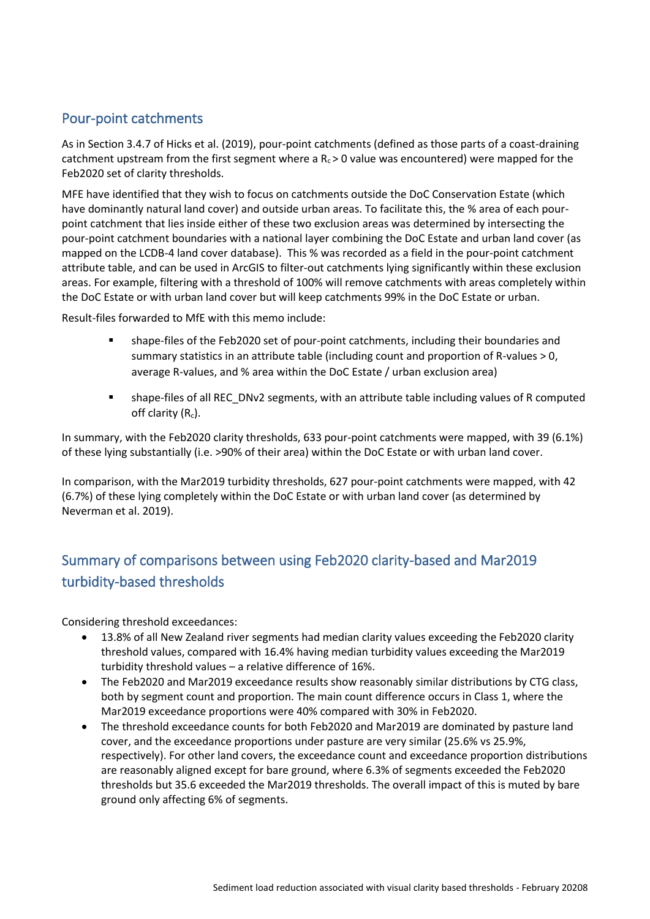## Pour-point catchments

As in Section 3.4.7 of Hicks et al. (2019), pour-point catchments (defined as those parts of a coast-draining catchment upstream from the first segment where a $R_c > 0$ value was encountered) were mapped for the Feb2020 set of clarity thresholds.

MFE have identified that they wish to focus on catchments outside the DoC Conservation Estate (which have dominantly natural land cover) and outside urban areas. To facilitate this, the % area of each pour-point catchment that lies inside either of these two exclusion areas was determined by intersecting the pour-point catchment boundaries with a national layer combining the DoC Estate and urban land cover (as mapped on the LCDB-4 land cover database). This % was recorded as a field in the pour-point catchment attribute table, and can be used in ArcGIS to filter-out catchments lying significantly within these exclusion areas. For example, filtering with a threshold of 100% will remove catchments with areas completely within the DoC Estate or with urban land cover but will keep catchments 99% in the DoC Estate or urban.

Result-files forwarded to MfE with this memo include:

- shape-files of the Feb2020 set of pour-point catchments, including their boundaries and summary statistics in an attribute table (including count and proportion of R-values > 0, average R-values, and % area within the DoC Estate / urban exclusion area)
- shape-files of all REC_DNv2 segments, with an attribute table including values of R computed off clarity ($R_c$).

In summary, with the Feb2020 clarity thresholds, 633 pour-point catchments were mapped, with 39 (6.1%) of these lying substantially (i.e. >90% of their area) within the DoC Estate or with urban land cover.

In comparison, with the Mar2019 turbidity thresholds, 627 pour-point catchments were mapped, with 42 (6.7%) of these lying completely within the DoC Estate or with urban land cover (as determined by Neverman et al. 2019).

## Summary of comparisons between using Feb2020 clarity-based and Mar2019 turbidity-based thresholds

Considering threshold exceedances:

- 13.8% of all New Zealand river segments had median clarity values exceeding the Feb2020 clarity threshold values, compared with 16.4% having median turbidity values exceeding the Mar2019 turbidity threshold values – a relative difference of 16%.
- The Feb2020 and Mar2019 exceedance results show reasonably similar distributions by CTG class, both by segment count and proportion. The main count difference occurs in Class 1, where the Mar2019 exceedance proportions were 40% compared with 30% in Feb2020.
- The threshold exceedance counts for both Feb2020 and Mar2019 are dominated by pasture land cover, and the exceedance proportions under pasture are very similar (25.6% vs 25.9%, respectively). For other land covers, the exceedance count and exceedance proportion distributions are reasonably aligned except for bare ground, where 6.3% of segments exceeded the Feb2020 thresholds but 35.6 exceeded the Mar2019 thresholds. The overall impact of this is muted by bare ground only affecting 6% of segments.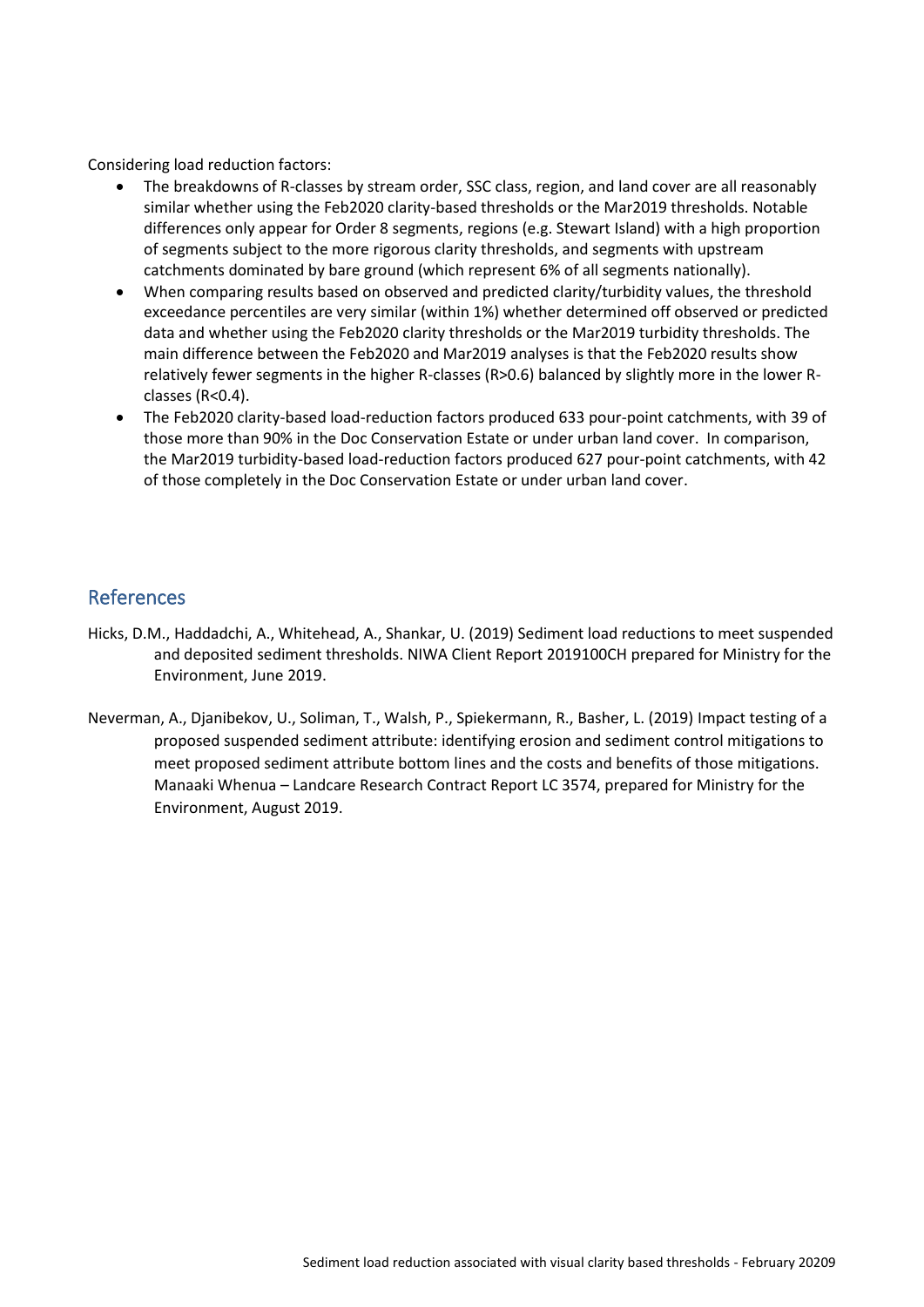Considering load reduction factors:

- The breakdowns of R-classes by stream order, SSC class, region, and land cover are all reasonably similar whether using the Feb2020 clarity-based thresholds or the Mar2019 thresholds. Notable differences only appear for Order 8 segments, regions (e.g. Stewart Island) with a high proportion of segments subject to the more rigorous clarity thresholds, and segments with upstream catchments dominated by bare ground (which represent 6% of all segments nationally).
- When comparing results based on observed and predicted clarity/turbidity values, the threshold exceedance percentiles are very similar (within 1%) whether determined off observed or predicted data and whether using the Feb2020 clarity thresholds or the Mar2019 turbidity thresholds. The main difference between the Feb2020 and Mar2019 analyses is that the Feb2020 results show relatively fewer segments in the higher R-classes (R>0.6) balanced by slightly more in the lower R-classes (R<0.4).
- The Feb2020 clarity-based load-reduction factors produced 633 pour-point catchments, with 39 of those more than 90% in the Doc Conservation Estate or under urban land cover. In comparison, the Mar2019 turbidity-based load-reduction factors produced 627 pour-point catchments, with 42 of those completely in the Doc Conservation Estate or under urban land cover.

## References

Hicks, D.M., Haddadchi, A., Whitehead, A., Shankar, U. (2019) Sediment load reductions to meet suspended and deposited sediment thresholds. NIWA Client Report 2019100CH prepared for Ministry for the Environment, June 2019.

Neverman, A., Djanibekov, U., Soliman, T., Walsh, P., Spiekermann, R., Basher, L. (2019) Impact testing of a proposed suspended sediment attribute: identifying erosion and sediment control mitigations to meet proposed sediment attribute bottom lines and the costs and benefits of those mitigations. Manaaki Whenua – Landcare Research Contract Report LC 3574, prepared for Ministry for the Environment, August 2019.